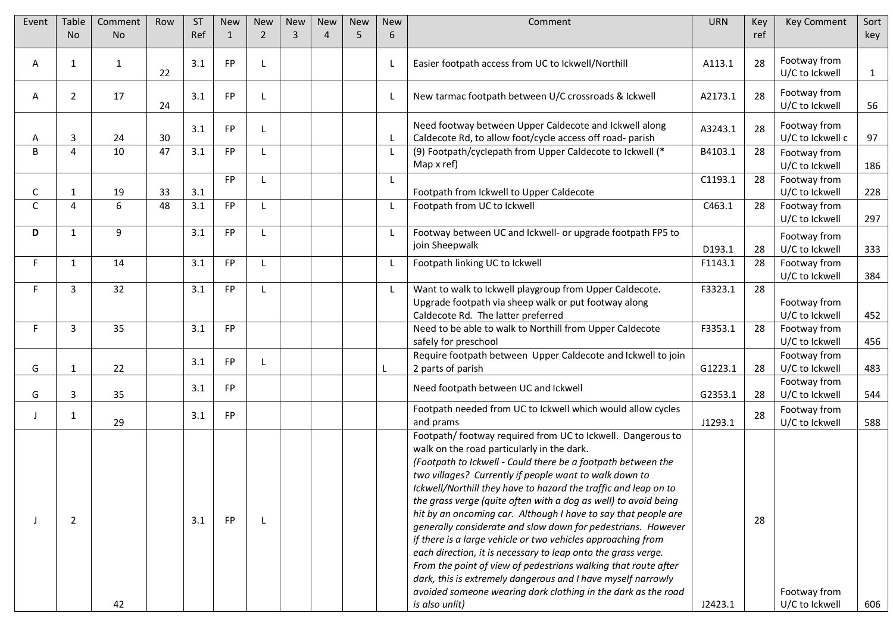| Event | Table No | Comment No | Row | ST Ref | New 1 | New 2 | New 3 | New 4 | New 5 | New 6 | Comment | URN | Key ref | Key Comment | Sort key |
|---|---|---|---|---|---|---|---|---|---|---|---|---|---|---|---|
| A | 1 | 1 | 22 | 3.1 | FP | L | | | | L | Easier footpath access from UC to Ickwell/Northill | A113.1 | 28 | Footway from U/C to Ickwell | 1 |
| A | 2 | 17 | 24 | 3.1 | FP | L | | | | L | New tarmac footpath between U/C crossroads & Ickwell | A2173.1 | 28 | Footway from U/C to Ickwell | 56 |
| A | 3 | 24 | 30 | 3.1 | FP | L | | | | L | Need footway between Upper Caldecote and Ickwell along Caldecote Rd, to allow foot/cycle access off road- parish | A3243.1 | 28 | Footway from U/C to Ickwell c | 97 |
| B | 4 | 10 | 47 | 3.1 | FP | L | | | | L | (9) Footpath/cyclepath from Upper Caldecote to Ickwell (* Map x ref) | B4103.1 | 28 | Footway from U/C to Ickwell | 186 |
| C | 1 | 19 | 33 | 3.1 | FP | L | | | | L | Footpath from Ickwell to Upper Caldecote | C1193.1 | 28 | Footway from U/C to Ickwell | 228 |
| C | 4 | 6 | 48 | 3.1 | FP | L | | | | L | Footpath from UC to Ickwell | C463.1 | 28 | Footway from U/C to Ickwell | 297 |
| **D** | 1 | 9 | | 3.1 | FP | L | | | | L | Footway between UC and Ickwell- or upgrade footpath FP5 to join Sheepwalk | D193.1 | 28 | Footway from U/C to Ickwell | 333 |
| F | 1 | 14 | | 3.1 | FP | L | | | | L | Footpath linking UC to Ickwell | F1143.1 | 28 | Footway from U/C to Ickwell | 384 |
| F | 3 | 32 | | 3.1 | FP | L | | | | L | Want to walk to Ickwell playgroup from Upper Caldecote. Upgrade footpath via sheep walk or put footway along Caldecote Rd. The latter preferred | F3323.1 | 28 | Footway from U/C to Ickwell | 452 |
| F | 3 | 35 | | 3.1 | FP | | | | | | Need to be able to walk to Northill from Upper Caldecote safely for preschool | F3353.1 | 28 | Footway from U/C to Ickwell | 456 |
| G | 1 | 22 | | 3.1 | FP | L | | | | L | Require footpath between Upper Caldecote and Ickwell to join 2 parts of parish | G1223.1 | 28 | Footway from U/C to Ickwell | 483 |
| G | 3 | 35 | | 3.1 | FP | | | | | | Need footpath between UC and Ickwell | G2353.1 | 28 | Footway from U/C to Ickwell | 544 |
| J | 1 | 29 | | 3.1 | FP | | | | | | Footpath needed from UC to Ickwell which would allow cycles and prams | J1293.1 | 28 | Footway from U/C to Ickwell | 588 |
| J | 2 | 42 | | 3.1 | FP | L | | | | | Footpath/ footway required from UC to Ickwell. Dangerous to walk on the road particularly in the dark. *(Footpath to Ickwell - Could there be a footpath between the two villages? Currently if people want to walk down to Ickwell/Northill they have to hazard the traffic and leap on to the grass verge (quite often with a dog as well) to avoid being hit by an oncoming car. Although I have to say that people are generally considerate and slow down for pedestrians. However if there is a large vehicle or two vehicles approaching from each direction, it is necessary to leap onto the grass verge. From the point of view of pedestrians walking that route after dark, this is extremely dangerous and I have myself narrowly avoided someone wearing dark clothing in the dark as the road is also unlit)* | J2423.1 | 28 | Footway from U/C to Ickwell | 606 |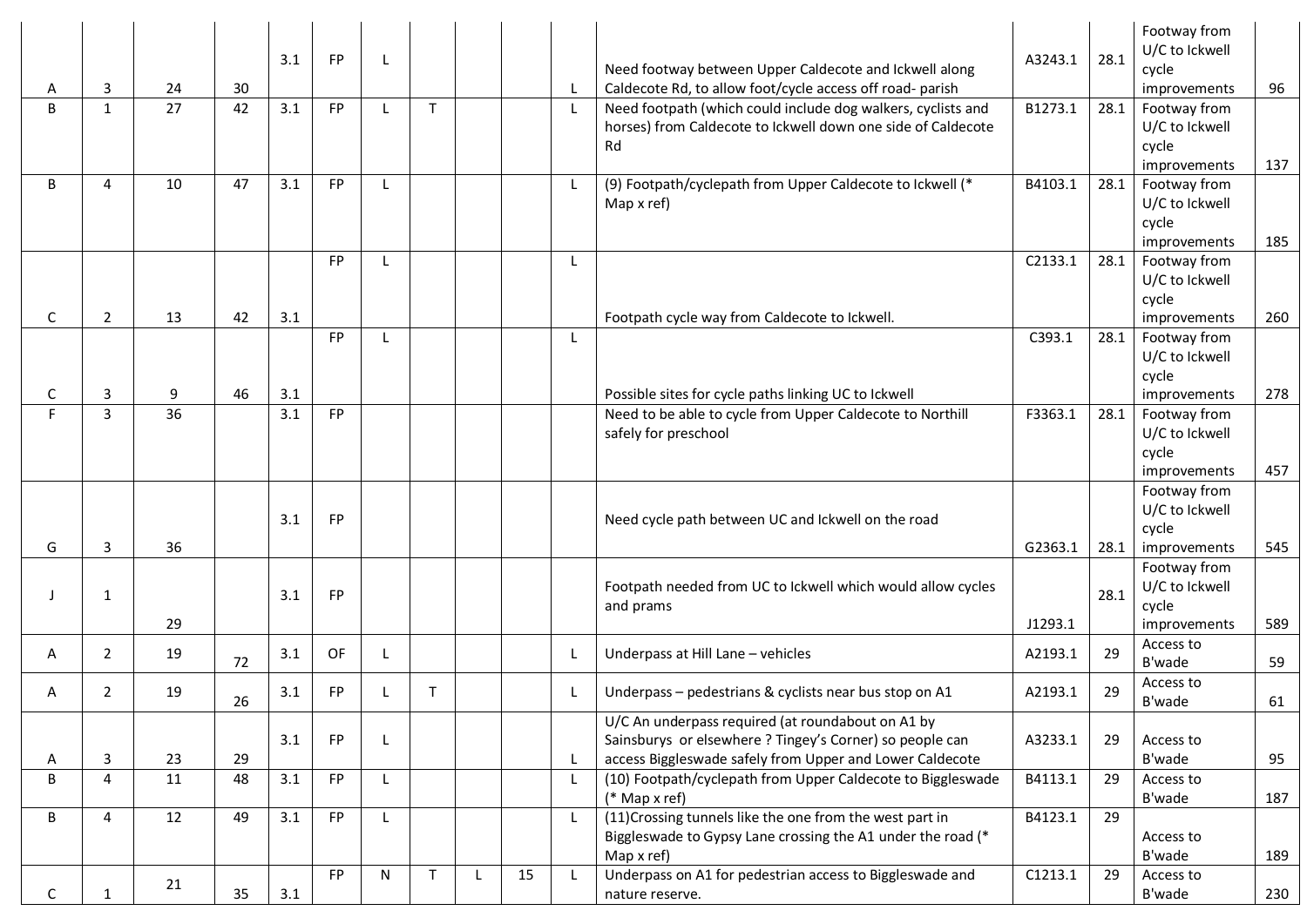| | | | | | | | | | | | | | | | |
|---|---|---|---|---|---|---|---|---|---|---|---|---|---|---|---|
| A | 3 | 24 | 30 | 3.1 | FP | L | | | | | L | Need footway between Upper Caldecote and Ickwell along Caldecote Rd, to allow foot/cycle access off road- parish | A3243.1 | 28.1 | Footway from U/C to Ickwell cycle improvements | 96 |
| B | 1 | 27 | 42 | 3.1 | FP | L | T | | | | L | Need footpath (which could include dog walkers, cyclists and horses) from Caldecote to Ickwell down one side of Caldecote Rd | B1273.1 | 28.1 | Footway from U/C to Ickwell cycle improvements | 137 |
| B | 4 | 10 | 47 | 3.1 | FP | L | | | | | L | (9) Footpath/cyclepath from Upper Caldecote to Ickwell (* Map x ref) | B4103.1 | 28.1 | Footway from U/C to Ickwell cycle improvements | 185 |
| C | 2 | 13 | 42 | 3.1 | FP | L | | | | | L | Footpath cycle way from Caldecote to Ickwell. | C2133.1 | 28.1 | Footway from U/C to Ickwell cycle improvements | 260 |
| C | 3 | 9 | 46 | 3.1 | FP | L | | | | | L | Possible sites for cycle paths linking UC to Ickwell | C393.1 | 28.1 | Footway from U/C to Ickwell cycle improvements | 278 |
| F | 3 | 36 | | 3.1 | FP | | | | | | | Need to be able to cycle from Upper Caldecote to Northill safely for preschool | F3363.1 | 28.1 | Footway from U/C to Ickwell cycle improvements | 457 |
| G | 3 | 36 | | 3.1 | FP | | | | | | | Need cycle path between UC and Ickwell on the road | G2363.1 | 28.1 | Footway from U/C to Ickwell cycle improvements | 545 |
| J | 1 | 29 | | 3.1 | FP | | | | | | | Footpath needed from UC to Ickwell which would allow cycles and prams | J1293.1 | 28.1 | Footway from U/C to Ickwell cycle improvements | 589 |
| A | 2 | 19 | 72 | 3.1 | OF | L | | | | | L | Underpass at Hill Lane – vehicles | A2193.1 | 29 | Access to B'wade | 59 |
| A | 2 | 19 | 26 | 3.1 | FP | L | T | | | | L | Underpass – pedestrians & cyclists near bus stop on A1 | A2193.1 | 29 | Access to B'wade | 61 |
| A | 3 | 23 | 29 | 3.1 | FP | L | | | | | L | U/C An underpass required (at roundabout on A1 by Sainsburys or elsewhere ? Tingey's Corner) so people can access Biggleswade safely from Upper and Lower Caldecote | A3233.1 | 29 | Access to B'wade | 95 |
| B | 4 | 11 | 48 | 3.1 | FP | L | | | | | L | (10) Footpath/cyclepath from Upper Caldecote to Biggleswade (* Map x ref) | B4113.1 | 29 | Access to B'wade | 187 |
| B | 4 | 12 | 49 | 3.1 | FP | L | | | | | L | (11)Crossing tunnels like the one from the west part in Biggleswade to Gypsy Lane crossing the A1 under the road (* Map x ref) | B4123.1 | 29 | Access to B'wade | 189 |
| C | 1 | 21 | 35 | 3.1 | FP | N | T | L | 15 | | L | Underpass on A1 for pedestrian access to Biggleswade and nature reserve. | C1213.1 | 29 | Access to B'wade | 230 |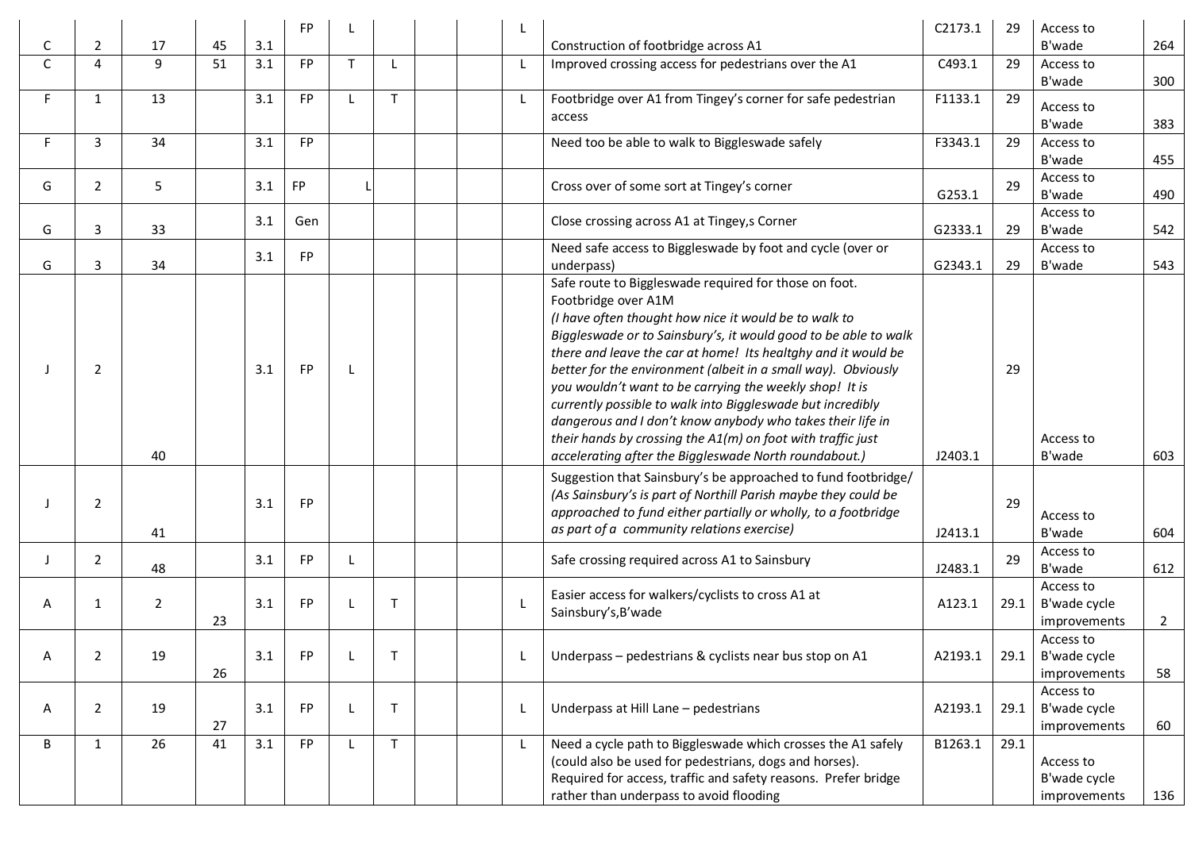| | | | | | | | | | | | | | | | |
|---|---|---|---|---|---|---|---|---|---|---|---|---|---|---|---|
| C | 2 | 17 | 45 | 3.1 | FP | L | | | | L | Construction of footbridge across A1 | C2173.1 | 29 | Access to B'wade | 264 |
| C | 4 | 9 | 51 | 3.1 | FP | T | L | | | L | Improved crossing access for pedestrians over the A1 | C493.1 | 29 | Access to B'wade | 300 |
| F | 1 | 13 | | 3.1 | FP | L | T | | | L | Footbridge over A1 from Tingey's corner for safe pedestrian access | F1133.1 | 29 | Access to B'wade | 383 |
| F | 3 | 34 | | 3.1 | FP | | | | | | Need too be able to walk to Biggleswade safely | F3343.1 | 29 | Access to B'wade | 455 |
| G | 2 | 5 | | 3.1 | FP | L | | | | | Cross over of some sort at Tingey's corner | G253.1 | 29 | Access to B'wade | 490 |
| G | 3 | 33 | | 3.1 | Gen | | | | | | Close crossing across A1 at Tingey,s Corner | G2333.1 | 29 | Access to B'wade | 542 |
| G | 3 | 34 | | 3.1 | FP | | | | | | Need safe access to Biggleswade by foot and cycle (over or underpass) | G2343.1 | 29 | Access to B'wade | 543 |
| J | 2 | 40 | | 3.1 | FP | L | | | | | Safe route to Biggleswade required for those on foot. Footbridge over A1M *(I have often thought how nice it would be to walk to Biggleswade or to Sainsbury's, it would good to be able to walk there and leave the car at home! Its healtghy and it would be better for the environment (albeit in a small way). Obviously you wouldn't want to be carrying the weekly shop! It is currently possible to walk into Biggleswade but incredibly dangerous and I don't know anybody who takes their life in their hands by crossing the A1(m) on foot with traffic just accelerating after the Biggleswade North roundabout.)* | J2403.1 | 29 | Access to B'wade | 603 |
| J | 2 | 41 | | 3.1 | FP | | | | | | Suggestion that Sainsbury's be approached to fund footbridge/ *(As Sainsbury's is part of Northill Parish maybe they could be approached to fund either partially or wholly, to a footbridge as part of a community relations exercise)* | J2413.1 | 29 | Access to B'wade | 604 |
| J | 2 | 48 | | 3.1 | FP | L | | | | | Safe crossing required across A1 to Sainsbury | J2483.1 | 29 | Access to B'wade | 612 |
| A | 1 | 2 | 23 | 3.1 | FP | L | T | | | L | Easier access for walkers/cyclists to cross A1 at Sainsbury's,B'wade | A123.1 | 29.1 | Access to B'wade cycle improvements | 2 |
| A | 2 | 19 | 26 | 3.1 | FP | L | T | | | L | Underpass – pedestrians & cyclists near bus stop on A1 | A2193.1 | 29.1 | Access to B'wade cycle improvements | 58 |
| A | 2 | 19 | 27 | 3.1 | FP | L | T | | | L | Underpass at Hill Lane – pedestrians | A2193.1 | 29.1 | Access to B'wade cycle improvements | 60 |
| B | 1 | 26 | 41 | 3.1 | FP | L | T | | | L | Need a cycle path to Biggleswade which crosses the A1 safely (could also be used for pedestrians, dogs and horses). Required for access, traffic and safety reasons. Prefer bridge rather than underpass to avoid flooding | B1263.1 | 29.1 | Access to B'wade cycle improvements | 136 |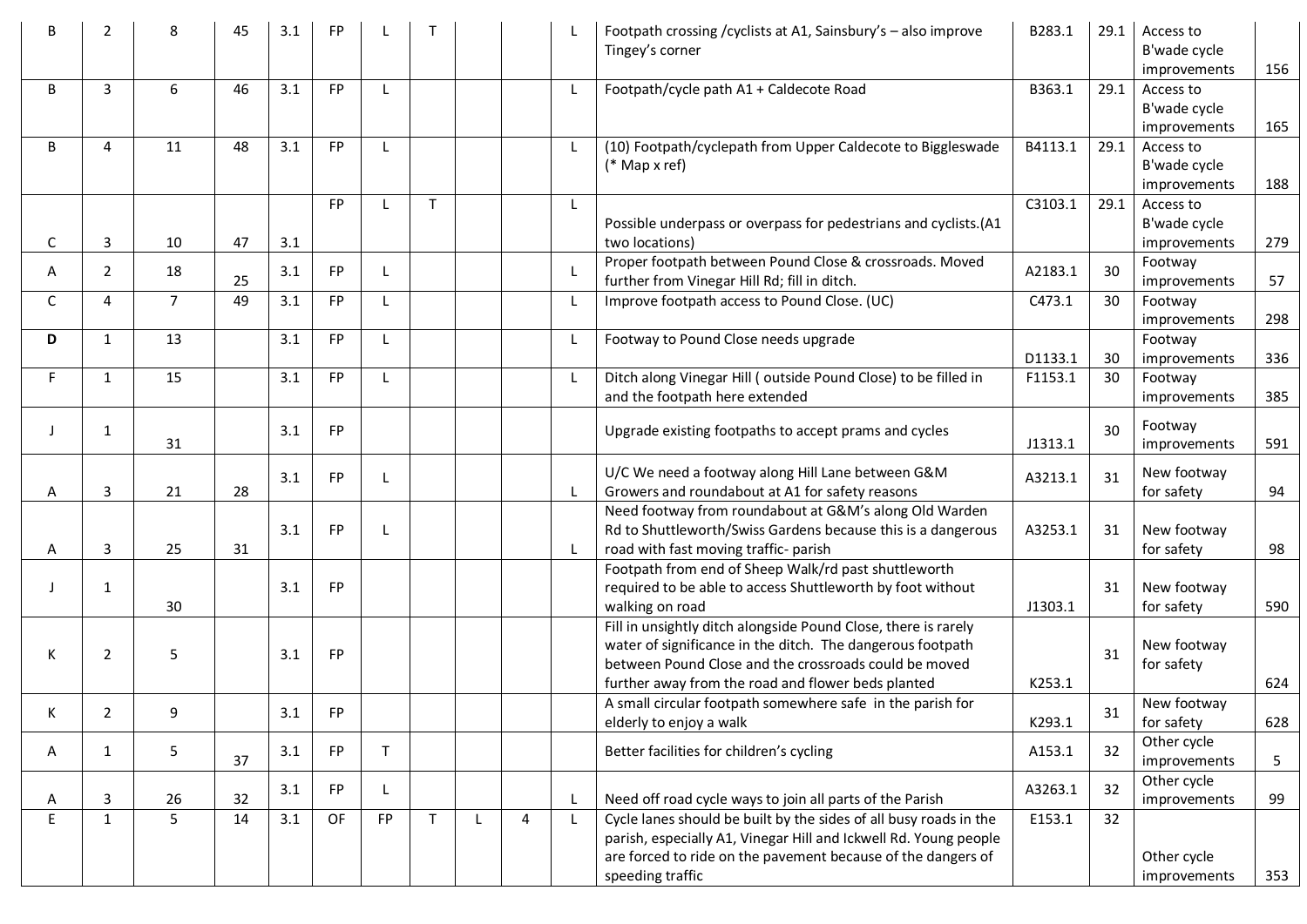| | | | | | | | | | | | | | | | |
|---|---|---|---|---|---|---|---|---|---|---|---|---|---|---|---|
| B | 2 | 8 | 45 | 3.1 | FP | L | T | | | L | Footpath crossing /cyclists at A1, Sainsbury's – also improve Tingey's corner | B283.1 | 29.1 | Access to B'wade cycle improvements | 156 |
| B | 3 | 6 | 46 | 3.1 | FP | L | | | | L | Footpath/cycle path A1 + Caldecote Road | B363.1 | 29.1 | Access to B'wade cycle improvements | 165 |
| B | 4 | 11 | 48 | 3.1 | FP | L | | | | L | (10) Footpath/cyclepath from Upper Caldecote to Biggleswade (* Map x ref) | B4113.1 | 29.1 | Access to B'wade cycle improvements | 188 |
| C | 3 | 10 | 47 | 3.1 | FP | L | T | | | L | Possible underpass or overpass for pedestrians and cyclists.(A1 two locations) | C3103.1 | 29.1 | Access to B'wade cycle improvements | 279 |
| A | 2 | 18 | 25 | 3.1 | FP | L | | | | L | Proper footpath between Pound Close & crossroads. Moved further from Vinegar Hill Rd; fill in ditch. | A2183.1 | 30 | Footway improvements | 57 |
| C | 4 | 7 | 49 | 3.1 | FP | L | | | | L | Improve footpath access to Pound Close. (UC) | C473.1 | 30 | Footway improvements | 298 |
| **D** | 1 | 13 | | 3.1 | FP | L | | | | L | Footway to Pound Close needs upgrade | D1133.1 | 30 | Footway improvements | 336 |
| F | 1 | 15 | | 3.1 | FP | L | | | | L | Ditch along Vinegar Hill ( outside Pound Close) to be filled in and the footpath here extended | F1153.1 | 30 | Footway improvements | 385 |
| J | 1 | 31 | | 3.1 | FP | | | | | | Upgrade existing footpaths to accept prams and cycles | J1313.1 | 30 | Footway improvements | 591 |
| A | 3 | 21 | 28 | 3.1 | FP | L | | | | L | U/C We need a footway along Hill Lane between G&M Growers and roundabout at A1 for safety reasons | A3213.1 | 31 | New footway for safety | 94 |
| A | 3 | 25 | 31 | 3.1 | FP | L | | | | L | Need footway from roundabout at G&M's along Old Warden Rd to Shuttleworth/Swiss Gardens because this is a dangerous road with fast moving traffic- parish | A3253.1 | 31 | New footway for safety | 98 |
| J | 1 | 30 | | 3.1 | FP | | | | | | Footpath from end of Sheep Walk/rd past shuttleworth required to be able to access Shuttleworth by foot without walking on road | J1303.1 | 31 | New footway for safety | 590 |
| K | 2 | 5 | | 3.1 | FP | | | | | | Fill in unsightly ditch alongside Pound Close, there is rarely water of significance in the ditch. The dangerous footpath between Pound Close and the crossroads could be moved further away from the road and flower beds planted | K253.1 | 31 | New footway for safety | 624 |
| K | 2 | 9 | | 3.1 | FP | | | | | | A small circular footpath somewhere safe in the parish for elderly to enjoy a walk | K293.1 | 31 | New footway for safety | 628 |
| A | 1 | 5 | 37 | 3.1 | FP | T | | | | | Better facilities for children's cycling | A153.1 | 32 | Other cycle improvements | 5 |
| A | 3 | 26 | 32 | 3.1 | FP | L | | | | L | Need off road cycle ways to join all parts of the Parish | A3263.1 | 32 | Other cycle improvements | 99 |
| E | 1 | 5 | 14 | 3.1 | OF | FP | T | L | 4 | L | Cycle lanes should be built by the sides of all busy roads in the parish, especially A1, Vinegar Hill and Ickwell Rd. Young people are forced to ride on the pavement because of the dangers of speeding traffic | E153.1 | 32 | Other cycle improvements | 353 |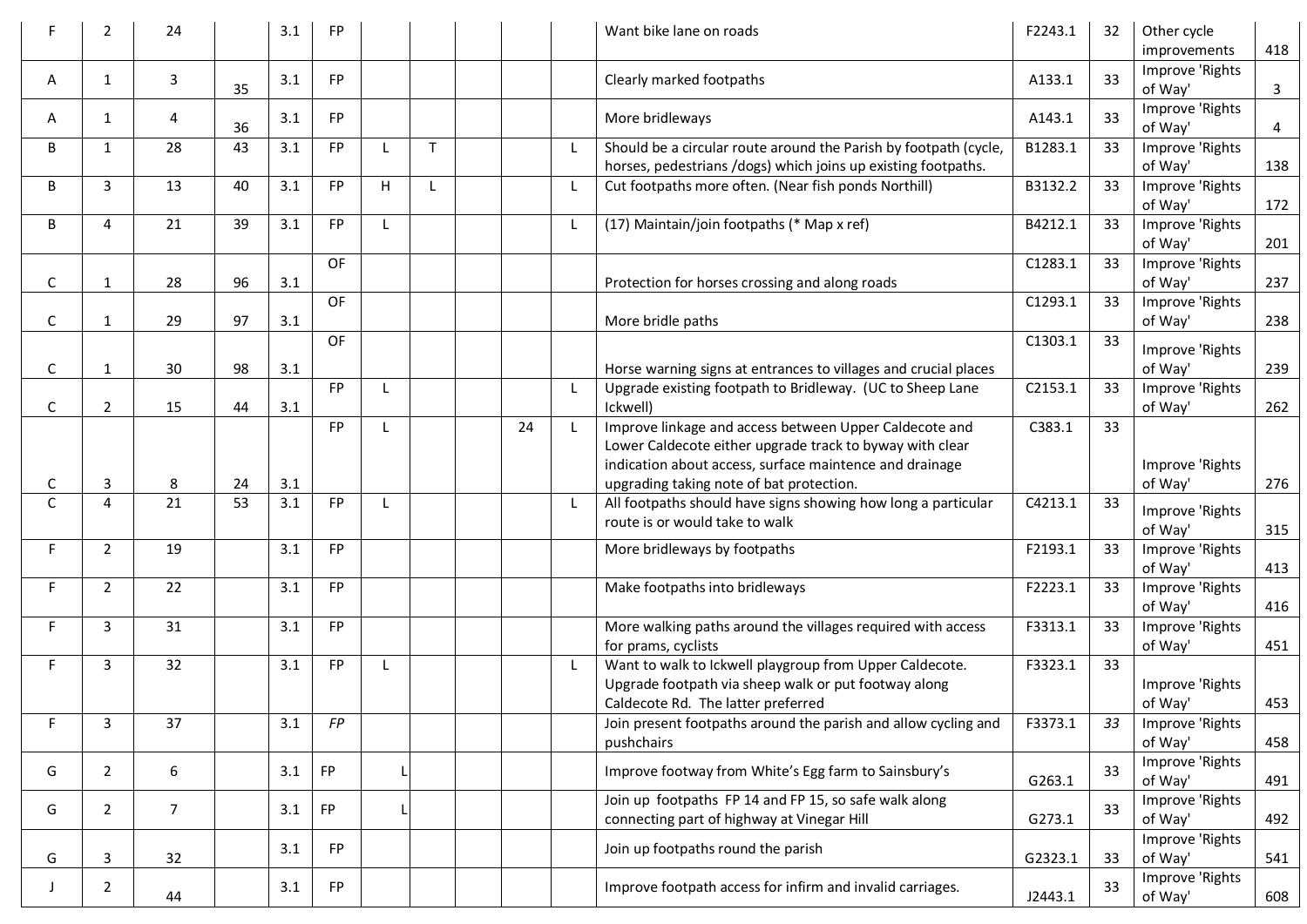| | | | | | | | | | | | | | | | |
|---|---|---|---|---|---|---|---|---|---|---|---|---|---|---|---|
| F | 2 | 24 | | 3.1 | FP | | | | | | Want bike lane on roads | F2243.1 | 32 | Other cycle improvements | 418 |
| A | 1 | 3 | 35 | 3.1 | FP | | | | | | Clearly marked footpaths | A133.1 | 33 | Improve 'Rights of Way' | 3 |
| A | 1 | 4 | 36 | 3.1 | FP | | | | | | More bridleways | A143.1 | 33 | Improve 'Rights of Way' | 4 |
| B | 1 | 28 | 43 | 3.1 | FP | L | T | | | L | Should be a circular route around the Parish by footpath (cycle, horses, pedestrians /dogs) which joins up existing footpaths. | B1283.1 | 33 | Improve 'Rights of Way' | 138 |
| B | 3 | 13 | 40 | 3.1 | FP | H | L | | | L | Cut footpaths more often. (Near fish ponds Northill) | B3132.2 | 33 | Improve 'Rights of Way' | 172 |
| B | 4 | 21 | 39 | 3.1 | FP | L | | | | L | (17) Maintain/join footpaths (* Map x ref) | B4212.1 | 33 | Improve 'Rights of Way' | 201 |
| C | 1 | 28 | 96 | 3.1 | OF | | | | | | Protection for horses crossing and along roads | C1283.1 | 33 | Improve 'Rights of Way' | 237 |
| C | 1 | 29 | 97 | 3.1 | OF | | | | | | More bridle paths | C1293.1 | 33 | Improve 'Rights of Way' | 238 |
| C | 1 | 30 | 98 | 3.1 | OF | | | | | | Horse warning signs at entrances to villages and crucial places | C1303.1 | 33 | Improve 'Rights of Way' | 239 |
| C | 2 | 15 | 44 | 3.1 | FP | L | | | | L | Upgrade existing footpath to Bridleway. (UC to Sheep Lane Ickwell) | C2153.1 | 33 | Improve 'Rights of Way' | 262 |
| C | 3 | 8 | 24 | 3.1 | FP | L | | | 24 | L | Improve linkage and access between Upper Caldecote and Lower Caldecote either upgrade track to byway with clear indication about access, surface maintence and drainage upgrading taking note of bat protection. | C383.1 | 33 | Improve 'Rights of Way' | 276 |
| C | 4 | 21 | 53 | 3.1 | FP | L | | | | L | All footpaths should have signs showing how long a particular route is or would take to walk | C4213.1 | 33 | Improve 'Rights of Way' | 315 |
| F | 2 | 19 | | 3.1 | FP | | | | | | More bridleways by footpaths | F2193.1 | 33 | Improve 'Rights of Way' | 413 |
| F | 2 | 22 | | 3.1 | FP | | | | | | Make footpaths into bridleways | F2223.1 | 33 | Improve 'Rights of Way' | 416 |
| F | 3 | 31 | | 3.1 | FP | | | | | | More walking paths around the villages required with access for prams, cyclists | F3313.1 | 33 | Improve 'Rights of Way' | 451 |
| F | 3 | 32 | | 3.1 | FP | L | | | | L | Want to walk to Ickwell playgroup from Upper Caldecote. Upgrade footpath via sheep walk or put footway along Caldecote Rd. The latter preferred | F3323.1 | 33 | Improve 'Rights of Way' | 453 |
| F | 3 | 37 | | 3.1 | *FP* | | | | | | Join present footpaths around the parish and allow cycling and pushchairs | F3373.1 | *33* | Improve 'Rights of Way' | 458 |
| G | 2 | 6 | | 3.1 | FP | L | | | | | Improve footway from White's Egg farm to Sainsbury's | G263.1 | 33 | Improve 'Rights of Way' | 491 |
| G | 2 | 7 | | 3.1 | FP | L | | | | | Join up footpaths FP 14 and FP 15, so safe walk along connecting part of highway at Vinegar Hill | G273.1 | 33 | Improve 'Rights of Way' | 492 |
| G | 3 | 32 | | 3.1 | FP | | | | | | Join up footpaths round the parish | G2323.1 | 33 | Improve 'Rights of Way' | 541 |
| J | 2 | 44 | | 3.1 | FP | | | | | | Improve footpath access for infirm and invalid carriages. | J2443.1 | 33 | Improve 'Rights of Way' | 608 |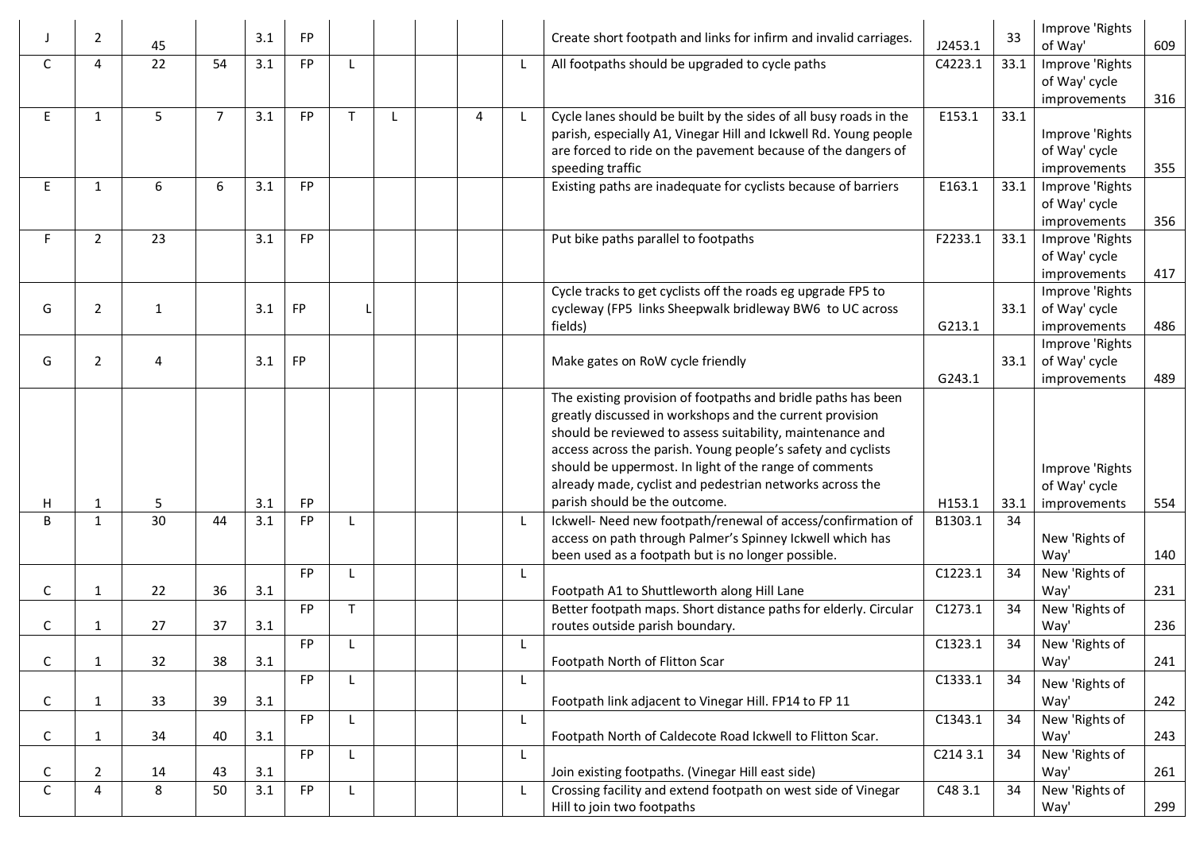| | | | | | | | | | | | | | | | |
|---|---|---|---|---|---|---|---|---|---|---|---|---|---|---|---|
| J | 2 | 45 | | 3.1 | FP | | | | | | Create short footpath and links for infirm and invalid carriages. | J2453.1 | 33 | Improve 'Rights of Way' | 609 |
| C | 4 | 22 | 54 | 3.1 | FP | L | | | | L | All footpaths should be upgraded to cycle paths | C4223.1 | 33.1 | Improve 'Rights of Way' cycle improvements | 316 |
| E | 1 | 5 | 7 | 3.1 | FP | T | L | | 4 | L | Cycle lanes should be built by the sides of all busy roads in the parish, especially A1, Vinegar Hill and Ickwell Rd. Young people are forced to ride on the pavement because of the dangers of speeding traffic | E153.1 | 33.1 | Improve 'Rights of Way' cycle improvements | 355 |
| E | 1 | 6 | 6 | 3.1 | FP | | | | | | Existing paths are inadequate for cyclists because of barriers | E163.1 | 33.1 | Improve 'Rights of Way' cycle improvements | 356 |
| F | 2 | 23 | | 3.1 | FP | | | | | | Put bike paths parallel to footpaths | F2233.1 | 33.1 | Improve 'Rights of Way' cycle improvements | 417 |
| G | 2 | 1 | | 3.1 | FP | L | | | | | Cycle tracks to get cyclists off the roads eg upgrade FP5 to cycleway (FP5 links Sheepwalk bridleway BW6 to UC across fields) | G213.1 | 33.1 | Improve 'Rights of Way' cycle improvements | 486 |
| G | 2 | 4 | | 3.1 | FP | | | | | | Make gates on RoW cycle friendly | G243.1 | 33.1 | Improve 'Rights of Way' cycle improvements | 489 |
| H | 1 | 5 | | 3.1 | FP | | | | | | The existing provision of footpaths and bridle paths has been greatly discussed in workshops and the current provision should be reviewed to assess suitability, maintenance and access across the parish. Young people's safety and cyclists should be uppermost. In light of the range of comments already made, cyclist and pedestrian networks across the parish should be the outcome. | H153.1 | 33.1 | Improve 'Rights of Way' cycle improvements | 554 |
| B | 1 | 30 | 44 | 3.1 | FP | L | | | | L | Ickwell- Need new footpath/renewal of access/confirmation of access on path through Palmer's Spinney Ickwell which has been used as a footpath but is no longer possible. | B1303.1 | 34 | New 'Rights of Way' | 140 |
| C | 1 | 22 | 36 | 3.1 | FP | L | | | | L | Footpath A1 to Shuttleworth along Hill Lane | C1223.1 | 34 | New 'Rights of Way' | 231 |
| C | 1 | 27 | 37 | 3.1 | FP | T | | | | | Better footpath maps. Short distance paths for elderly. Circular routes outside parish boundary. | C1273.1 | 34 | New 'Rights of Way' | 236 |
| C | 1 | 32 | 38 | 3.1 | FP | L | | | | L | Footpath North of Flitton Scar | C1323.1 | 34 | New 'Rights of Way' | 241 |
| C | 1 | 33 | 39 | 3.1 | FP | L | | | | L | Footpath link adjacent to Vinegar Hill. FP14 to FP 11 | C1333.1 | 34 | New 'Rights of Way' | 242 |
| C | 1 | 34 | 40 | 3.1 | FP | L | | | | L | Footpath North of Caldecote Road Ickwell to Flitton Scar. | C1343.1 | 34 | New 'Rights of Way' | 243 |
| C | 2 | 14 | 43 | 3.1 | FP | L | | | | L | Join existing footpaths. (Vinegar Hill east side) | C214 3.1 | 34 | New 'Rights of Way' | 261 |
| C | 4 | 8 | 50 | 3.1 | FP | L | | | | L | Crossing facility and extend footpath on west side of Vinegar Hill to join two footpaths | C48 3.1 | 34 | New 'Rights of Way' | 299 |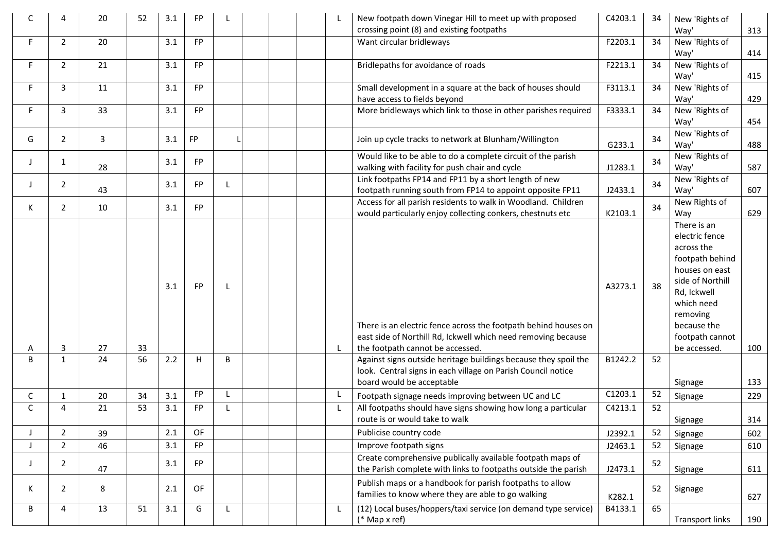| | | | | | | | | | | | | | | | |
|---|---|---|---|---|---|---|---|---|---|---|---|---|---|---|---|
| C | 4 | 20 | 52 | 3.1 | FP | L | | | | L | New footpath down Vinegar Hill to meet up with proposed crossing point (8) and existing footpaths | C4203.1 | 34 | New 'Rights of Way' | 313 |
| F | 2 | 20 | | 3.1 | FP | | | | | | Want circular bridleways | F2203.1 | 34 | New 'Rights of Way' | 414 |
| F | 2 | 21 | | 3.1 | FP | | | | | | Bridlepaths for avoidance of roads | F2213.1 | 34 | New 'Rights of Way' | 415 |
| F | 3 | 11 | | 3.1 | FP | | | | | | Small development in a square at the back of houses should have access to fields beyond | F3113.1 | 34 | New 'Rights of Way' | 429 |
| F | 3 | 33 | | 3.1 | FP | | | | | | More bridleways which link to those in other parishes required | F3333.1 | 34 | New 'Rights of Way' | 454 |
| G | 2 | 3 | | 3.1 | FP | L | | | | | Join up cycle tracks to network at Blunham/Willington | G233.1 | 34 | New 'Rights of Way' | 488 |
| J | 1 | 28 | | 3.1 | FP | | | | | | Would like to be able to do a complete circuit of the parish walking with facility for push chair and cycle | J1283.1 | 34 | New 'Rights of Way' | 587 |
| J | 2 | 43 | | 3.1 | FP | L | | | | | Link footpaths FP14 and FP11 by a short length of new footpath running south from FP14 to appoint opposite FP11 | J2433.1 | 34 | New 'Rights of Way' | 607 |
| K | 2 | 10 | | 3.1 | FP | | | | | | Access for all parish residents to walk in Woodland. Children would particularly enjoy collecting conkers, chestnuts etc | K2103.1 | 34 | New Rights of Way | 629 |
| A | 3 | 27 | 33 | 3.1 | FP | L | | | | L | There is an electric fence across the footpath behind houses on east side of Northill Rd, Ickwell which need removing because the footpath cannot be accessed. | A3273.1 | 38 | There is an electric fence across the footpath behind houses on east side of Northill Rd, Ickwell which need removing because the footpath cannot be accessed. | 100 |
| B | 1 | 24 | 56 | 2.2 | H | B | | | | | Against signs outside heritage buildings because they spoil the look. Central signs in each village on Parish Council notice board would be acceptable | B1242.2 | 52 | Signage | 133 |
| C | 1 | 20 | 34 | 3.1 | FP | L | | | | L | Footpath signage needs improving between UC and LC | C1203.1 | 52 | Signage | 229 |
| C | 4 | 21 | 53 | 3.1 | FP | L | | | | L | All footpaths should have signs showing how long a particular route is or would take to walk | C4213.1 | 52 | Signage | 314 |
| J | 2 | 39 | | 2.1 | OF | | | | | | Publicise country code | J2392.1 | 52 | Signage | 602 |
| J | 2 | 46 | | 3.1 | FP | | | | | | Improve footpath signs | J2463.1 | 52 | Signage | 610 |
| J | 2 | 47 | | 3.1 | FP | | | | | | Create comprehensive publically available footpath maps of the Parish complete with links to footpaths outside the parish | J2473.1 | 52 | Signage | 611 |
| K | 2 | 8 | | 2.1 | OF | | | | | | Publish maps or a handbook for parish footpaths to allow families to know where they are able to go walking | K282.1 | 52 | Signage | 627 |
| B | 4 | 13 | 51 | 3.1 | G | L | | | | L | (12) Local buses/hoppers/taxi service (on demand type service) (* Map x ref) | B4133.1 | 65 | Transport links | 190 |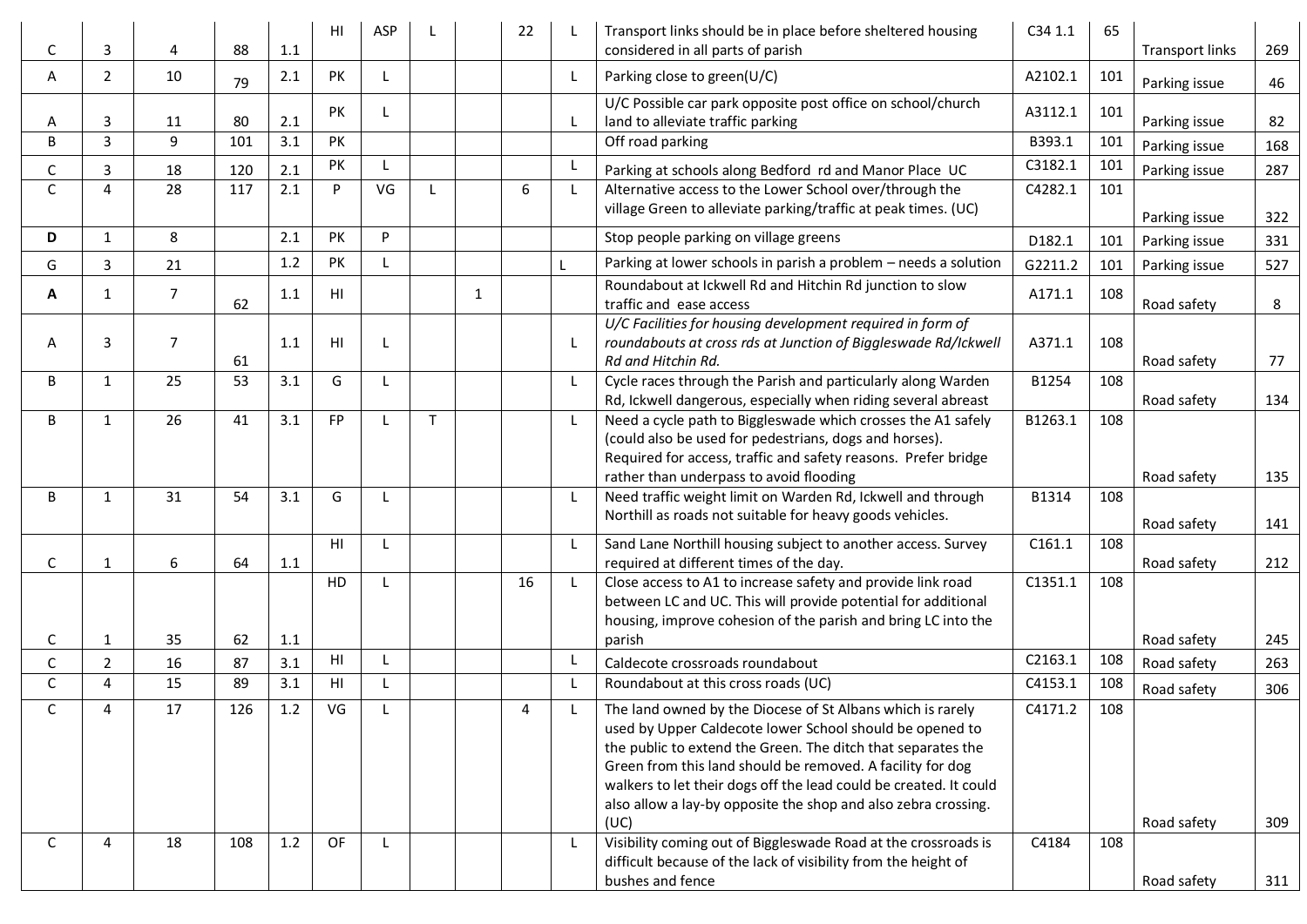| | | | | | | | | | | | | | | | |
|---|---|---|---|---|---|---|---|---|---|---|---|---|---|---|---|
| C | 3 | 4 | 88 | 1.1 | HI | ASP | L | | 22 | L | Transport links should be in place before sheltered housing considered in all parts of parish | C34 1.1 | 65 | Transport links | 269 |
| A | 2 | 10 | 79 | 2.1 | PK | L | | | | L | Parking close to green(U/C) | A2102.1 | 101 | Parking issue | 46 |
| A | 3 | 11 | 80 | 2.1 | PK | L | | | | L | U/C Possible car park opposite post office on school/church land to alleviate traffic parking | A3112.1 | 101 | Parking issue | 82 |
| B | 3 | 9 | 101 | 3.1 | PK | | | | | | Off road parking | B393.1 | 101 | Parking issue | 168 |
| C | 3 | 18 | 120 | 2.1 | PK | L | | | | L | Parking at schools along Bedford rd and Manor Place UC | C3182.1 | 101 | Parking issue | 287 |
| C | 4 | 28 | 117 | 2.1 | P | VG | L | | 6 | L | Alternative access to the Lower School over/through the village Green to alleviate parking/traffic at peak times. (UC) | C4282.1 | 101 | Parking issue | 322 |
| **D** | 1 | 8 | | 2.1 | PK | P | | | | | Stop people parking on village greens | D182.1 | 101 | Parking issue | 331 |
| G | 3 | 21 | | 1.2 | PK | L | | | | L | Parking at lower schools in parish a problem – needs a solution | G2211.2 | 101 | Parking issue | 527 |
| **A** | 1 | 7 | 62 | 1.1 | HI | | | 1 | | | Roundabout at Ickwell Rd and Hitchin Rd junction to slow traffic and ease access | A171.1 | 108 | Road safety | 8 |
| A | 3 | 7 | 61 | 1.1 | HI | L | | | | L | *U/C Facilities for housing development required in form of roundabouts at cross rds at Junction of Biggleswade Rd/Ickwell Rd and Hitchin Rd.* | A371.1 | 108 | Road safety | 77 |
| B | 1 | 25 | 53 | 3.1 | G | L | | | | L | Cycle races through the Parish and particularly along Warden Rd, Ickwell dangerous, especially when riding several abreast | B1254 | 108 | Road safety | 134 |
| B | 1 | 26 | 41 | 3.1 | FP | L | T | | | L | Need a cycle path to Biggleswade which crosses the A1 safely (could also be used for pedestrians, dogs and horses). Required for access, traffic and safety reasons. Prefer bridge rather than underpass to avoid flooding | B1263.1 | 108 | Road safety | 135 |
| B | 1 | 31 | 54 | 3.1 | G | L | | | | L | Need traffic weight limit on Warden Rd, Ickwell and through Northill as roads not suitable for heavy goods vehicles. | B1314 | 108 | Road safety | 141 |
| C | 1 | 6 | 64 | 1.1 | HI | L | | | | L | Sand Lane Northill housing subject to another access. Survey required at different times of the day. | C161.1 | 108 | Road safety | 212 |
| C | 1 | 35 | 62 | 1.1 | HD | L | | | 16 | L | Close access to A1 to increase safety and provide link road between LC and UC. This will provide potential for additional housing, improve cohesion of the parish and bring LC into the parish | C1351.1 | 108 | Road safety | 245 |
| C | 2 | 16 | 87 | 3.1 | HI | L | | | | L | Caldecote crossroads roundabout | C2163.1 | 108 | Road safety | 263 |
| C | 4 | 15 | 89 | 3.1 | HI | L | | | | L | Roundabout at this cross roads (UC) | C4153.1 | 108 | Road safety | 306 |
| C | 4 | 17 | 126 | 1.2 | VG | L | | | 4 | L | The land owned by the Diocese of St Albans which is rarely used by Upper Caldecote lower School should be opened to the public to extend the Green. The ditch that separates the Green from this land should be removed. A facility for dog walkers to let their dogs off the lead could be created. It could also allow a lay-by opposite the shop and also zebra crossing. (UC) | C4171.2 | 108 | Road safety | 309 |
| C | 4 | 18 | 108 | 1.2 | OF | L | | | | L | Visibility coming out of Biggleswade Road at the crossroads is difficult because of the lack of visibility from the height of bushes and fence | C4184 | 108 | Road safety | 311 |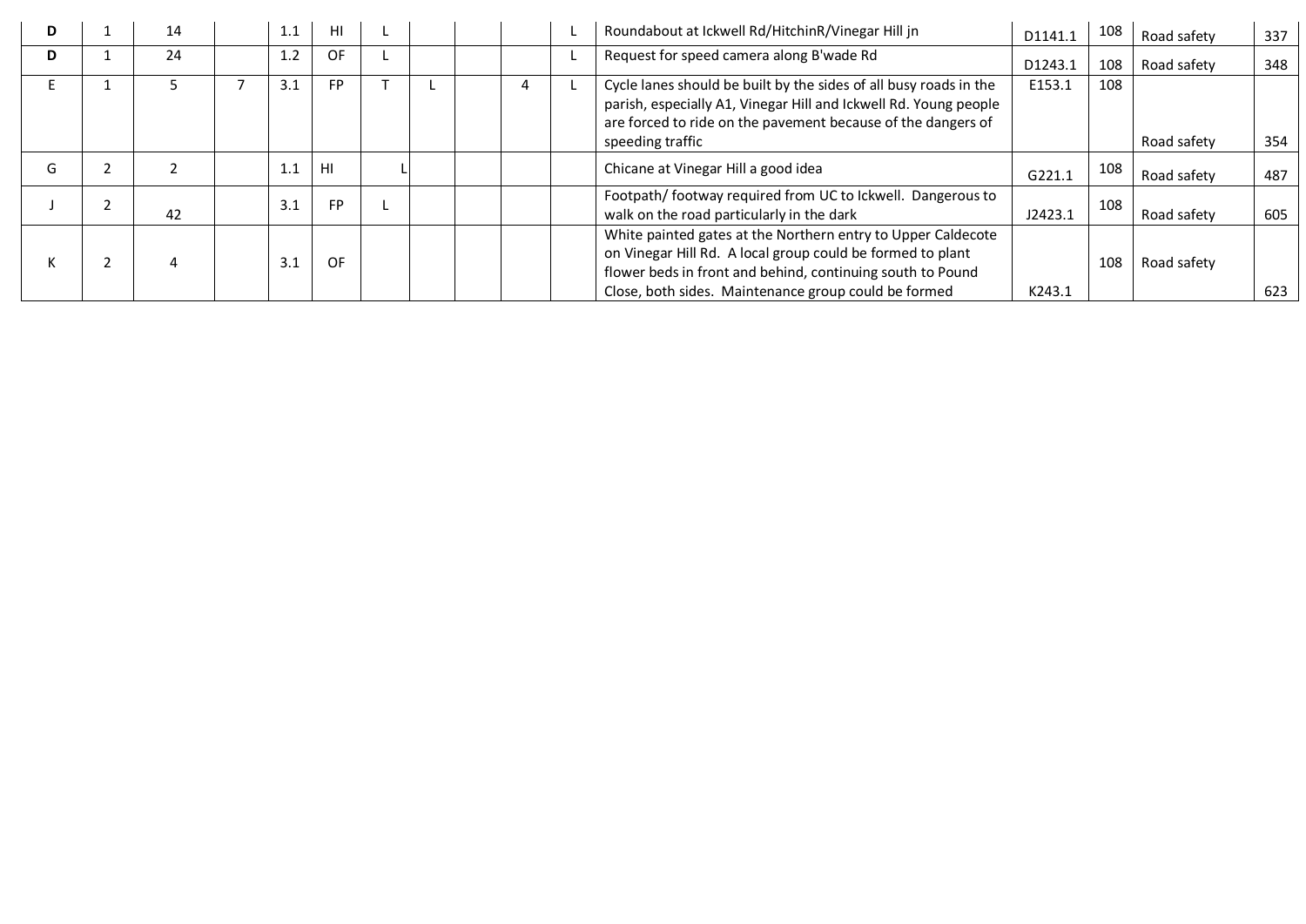| | | | | | | | | | | | | | | | |
|---|---|---|---|---|---|---|---|---|---|---|---|---|---|---|---|
| **D** | 1 | 14 | | 1.1 | HI | L | | | | L | Roundabout at Ickwell Rd/HitchinR/Vinegar Hill jn | D1141.1 | 108 | Road safety | 337 |
| **D** | 1 | 24 | | 1.2 | OF | L | | | | L | Request for speed camera along B'wade Rd | D1243.1 | 108 | Road safety | 348 |
| E | 1 | 5 | 7 | 3.1 | FP | T | L | | 4 | L | Cycle lanes should be built by the sides of all busy roads in the parish, especially A1, Vinegar Hill and Ickwell Rd. Young people are forced to ride on the pavement because of the dangers of speeding traffic | E153.1 | 108 | Road safety | 354 |
| G | 2 | 2 | | 1.1 | HI | L | | | | | Chicane at Vinegar Hill a good idea | G221.1 | 108 | Road safety | 487 |
| J | 2 | 42 | | 3.1 | FP | L | | | | | Footpath/ footway required from UC to Ickwell. Dangerous to walk on the road particularly in the dark | J2423.1 | 108 | Road safety | 605 |
| K | 2 | 4 | | 3.1 | OF | | | | | | White painted gates at the Northern entry to Upper Caldecote on Vinegar Hill Rd. A local group could be formed to plant flower beds in front and behind, continuing south to Pound Close, both sides. Maintenance group could be formed | K243.1 | 108 | Road safety | 623 |